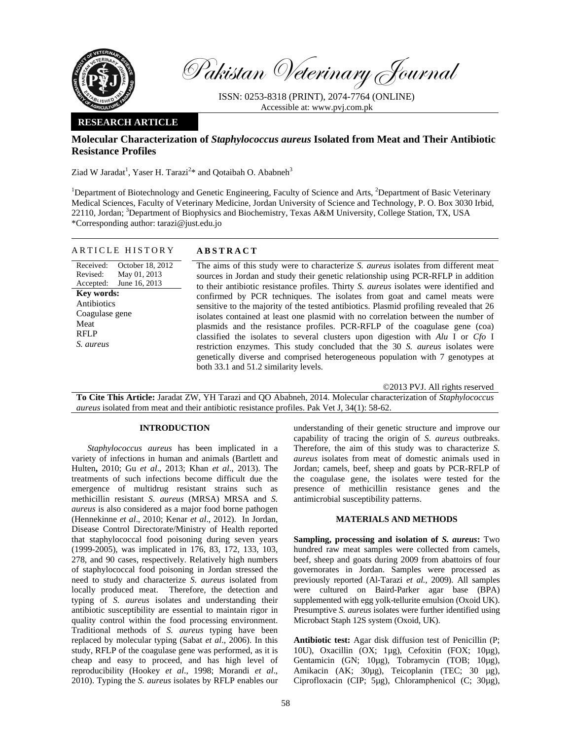Pakistan Veterinary Journal

ISSN: 0253-8318 (PRINT), 2074-7764 (ONLINE)
Accessible at: www.pvj.com.pk

**RESEARCH ARTICLE**

# Molecular Characterization of *Staphylococcus aureus* Isolated from Meat and Their Antibiotic Resistance Profiles

Ziad W Jaradat[1], Yaser H. Tarazi[2]* and Qotaibah O. Ababneh[3]

[1]Department of Biotechnology and Genetic Engineering, Faculty of Science and Arts, [2]Department of Basic Veterinary Medical Sciences, Faculty of Veterinary Medicine, Jordan University of Science and Technology, P. O. Box 3030 Irbid, 22110, Jordan; [3]Department of Biophysics and Biochemistry, Texas A&M University, College Station, TX, USA
*Corresponding author: tarazi@just.edu.jo

## ARTICLE HISTORY

Received: October 18, 2012
Revised: May 01, 2013
Accepted: June 16, 2013

**Key words:**
Antibiotics
Coagulase gene
Meat
RFLP
*S. aureus*

## ABSTRACT

The aims of this study were to characterize *S. aureus* isolates from different meat sources in Jordan and study their genetic relationship using PCR-RFLP in addition to their antibiotic resistance profiles. Thirty *S. aureus* isolates were identified and confirmed by PCR techniques. The isolates from goat and camel meats were sensitive to the majority of the tested antibiotics. Plasmid profiling revealed that 26 isolates contained at least one plasmid with no correlation between the number of plasmids and the resistance profiles. PCR-RFLP of the coagulase gene (coa) classified the isolates to several clusters upon digestion with *Alu* I or *Cfo* I restriction enzymes. This study concluded that the 30 *S. aureus* isolates were genetically diverse and comprised heterogeneous population with 7 genotypes at both 33.1 and 51.2 similarity levels.

©2013 PVJ. All rights reserved

**To Cite This Article:** Jaradat ZW, YH Tarazi and QO Ababneh, 2014. Molecular characterization of *Staphylococcus aureus* isolated from meat and their antibiotic resistance profiles. Pak Vet J, 34(1): 58-62.

## INTRODUCTION

*Staphylococcus aureus* has been implicated in a variety of infections in human and animals (Bartlett and Hulten**,** 2010; Gu *et al*., 2013; Khan *et al*., 2013). The treatments of such infections become difficult due the emergence of multidrug resistant strains such as methicillin resistant *S. aureus* (MRSA) MRSA and *S. aureus* is also considered as a major food borne pathogen (Hennekinne *et al*., 2010; Kenar *et al*., 2012). In Jordan, Disease Control Directorate/Ministry of Health reported that staphylococcal food poisoning during seven years (1999-2005), was implicated in 176, 83, 172, 133, 103, 278, and 90 cases, respectively. Relatively high numbers of staphylococcal food poisoning in Jordan stressed the need to study and characterize *S. aureus* isolated from locally produced meat. Therefore, the detection and typing of *S. aureus* isolates and understanding their antibiotic susceptibility are essential to maintain rigor in quality control within the food processing environment. Traditional methods of *S. aureus* typing have been replaced by molecular typing (Sabat *et al*., 2006). In this study, RFLP of the coagulase gene was performed, as it is cheap and easy to proceed, and has high level of reproducibility (Hookey *et al*., 1998; Morandi *et al*., 2010). Typing the *S. aureus* isolates by RFLP enables our understanding of their genetic structure and improve our capability of tracing the origin of *S. aureus* outbreaks. Therefore, the aim of this study was to characterize *S. aureus* isolates from meat of domestic animals used in Jordan; camels, beef, sheep and goats by PCR-RFLP of the coagulase gene, the isolates were tested for the presence of methicillin resistance genes and the antimicrobial susceptibility patterns.

## MATERIALS AND METHODS

**Sampling, processing and isolation of *S. aureus*:** Two hundred raw meat samples were collected from camels, beef, sheep and goats during 2009 from abattoirs of four governorates in Jordan. Samples were processed as previously reported (Al-Tarazi *et al.,* 2009). All samples were cultured on Baird-Parker agar base (BPA) supplemented with egg yolk-tellurite emulsion (Oxoid UK). Presumptive *S. aureus* isolates were further identified using Microbact Staph 12S system (Oxoid, UK).

**Antibiotic test:** Agar disk diffusion test of Penicillin (P; 10U), Oxacillin (OX; 1µg), Cefoxitin (FOX; 10µg), Gentamicin (GN; 10µg), Tobramycin (TOB; 10µg), Amikacin (AK; 30µg), Teicoplanin (TEC; 30 µg), Ciprofloxacin (CIP; 5µg), Chloramphenicol (C; 30µg),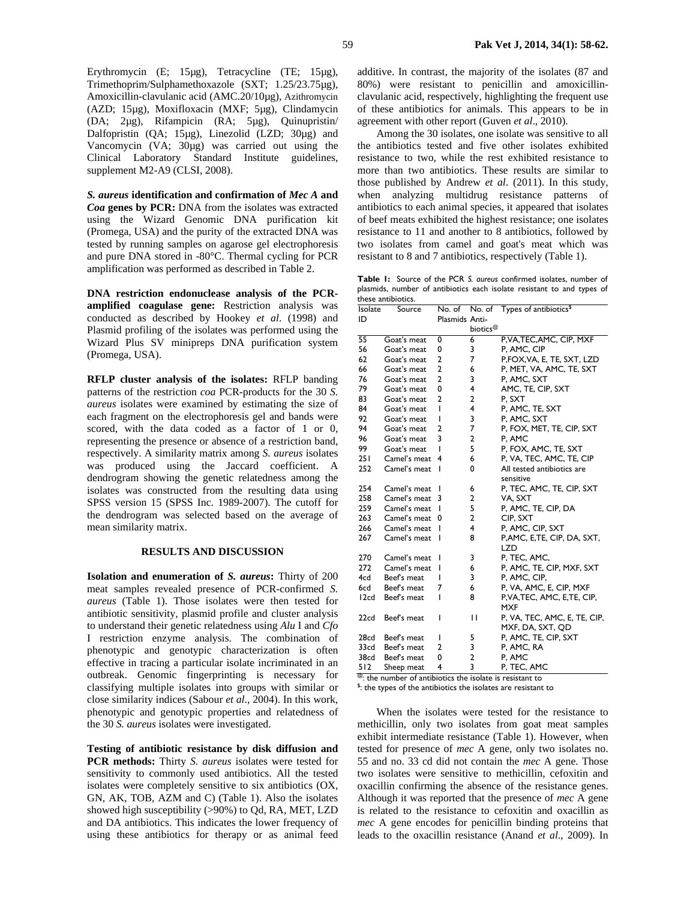Erythromycin (E; 15μg), Tetracycline (TE; 15μg), Trimethoprim/Sulphamethoxazole (SXT; 1.25/23.75μg), Amoxicillin-clavulanic acid (AMC.20/10μg), Azithromycin (AZD; 15μg), Moxifloxacin (MXF; 5μg), Clindamycin (DA; 2μg), Rifampicin (RA; 5μg), Quinupristin/ Dalfopristin (QA; 15μg), Linezolid (LZD; 30μg) and Vancomycin (VA; 30μg) was carried out using the Clinical Laboratory Standard Institute guidelines, supplement M2-A9 (CLSI, 2008).

***S. aureus* identification and confirmation of *Mec A* and *Coa* genes by PCR:** DNA from the isolates was extracted using the Wizard Genomic DNA purification kit (Promega, USA) and the purity of the extracted DNA was tested by running samples on agarose gel electrophoresis and pure DNA stored in -80°C. Thermal cycling for PCR amplification was performed as described in Table 2.

**DNA restriction endonuclease analysis of the PCR-amplified coagulase gene:** Restriction analysis was conducted as described by Hookey *et al*. (1998) and Plasmid profiling of the isolates was performed using the Wizard Plus SV minipreps DNA purification system (Promega, USA).

**RFLP cluster analysis of the isolates:** RFLP banding patterns of the restriction *coa* PCR-products for the 30 *S. aureus* isolates were examined by estimating the size of each fragment on the electrophoresis gel and bands were scored, with the data coded as a factor of 1 or 0, representing the presence or absence of a restriction band, respectively. A similarity matrix among *S. aureus* isolates was produced using the Jaccard coefficient. A dendrogram showing the genetic relatedness among the isolates was constructed from the resulting data using SPSS version 15 (SPSS Inc. 1989-2007). The cutoff for the dendrogram was selected based on the average of mean similarity matrix.

## RESULTS AND DISCUSSION

**Isolation and enumeration of *S. aureus*:** Thirty of 200 meat samples revealed presence of PCR-confirmed *S. aureus* (Table 1). Those isolates were then tested for antibiotic sensitivity, plasmid profile and cluster analysis to understand their genetic relatedness using *Alu* I and *Cfo* I restriction enzyme analysis. The combination of phenotypic and genotypic characterization is often effective in tracing a particular isolate incriminated in an outbreak. Genomic fingerprinting is necessary for classifying multiple isolates into groups with similar or close similarity indices (Sabour *et al*., 2004). In this work, phenotypic and genotypic properties and relatedness of the 30 *S. aureus* isolates were investigated.

**Testing of antibiotic resistance by disk diffusion and PCR methods:** Thirty *S. aureus* isolates were tested for sensitivity to commonly used antibiotics. All the tested isolates were completely sensitive to six antibiotics (OX, GN, AK, TOB, AZM and C) (Table 1). Also the isolates showed high susceptibility (>90%) to Qd, RA, MET, LZD and DA antibiotics. This indicates the lower frequency of using these antibiotics for therapy or as animal feed additive. In contrast, the majority of the isolates (87 and 80%) were resistant to penicillin and amoxicillin-clavulanic acid, respectively, highlighting the frequent use of these antibiotics for animals. This appears to be in agreement with other report (Guven *et al*., 2010).

Among the 30 isolates, one isolate was sensitive to all the antibiotics tested and five other isolates exhibited resistance to two, while the rest exhibited resistance to more than two antibiotics. These results are similar to those published by Andrew *et al*. (2011). In this study, when analyzing multidrug resistance patterns of antibiotics to each animal species, it appeared that isolates of beef meats exhibited the highest resistance; one isolates resistance to 11 and another to 8 antibiotics, followed by two isolates from camel and goat's meat which was resistant to 8 and 7 antibiotics, respectively (Table 1).

**Table 1:** Source of the PCR *S. aureus* confirmed isolates, number of plasmids, number of antibiotics each isolate resistant to and types of these antibiotics.

| Isolate ID | Source | No. of Plasmids | No. of Anti-biotics[@] | Types of antibiotics[$] |
|---|---|---|---|---|
| 55 | Goat's meat | 0 | 6 | P,VA,TEC,AMC, CIP, MXF |
| 56 | Goat's meat | 0 | 3 | P, AMC, CIP |
| 62 | Goat's meat | 2 | 7 | P,FOX,VA, E, TE, SXT, LZD |
| 66 | Goat's meat | 2 | 6 | P, MET, VA, AMC, TE, SXT |
| 76 | Goat's meat | 2 | 3 | P, AMC, SXT |
| 79 | Goat's meat | 0 | 4 | AMC, TE, CIP, SXT |
| 83 | Goat's meat | 2 | 2 | P, SXT |
| 84 | Goat's meat | 1 | 4 | P, AMC, TE, SXT |
| 92 | Goat's meat | 1 | 3 | P, AMC, SXT |
| 94 | Goat's meat | 2 | 7 | P, FOX, MET, TE, CIP, SXT |
| 96 | Goat's meat | 3 | 2 | P, AMC |
| 99 | Goat's meat | 1 | 5 | P, FOX, AMC, TE, SXT |
| 251 | Camel's meat | 4 | 6 | P, VA, TEC, AMC, TE, CIP |
| 252 | Camel's meat | 1 | 0 | All tested antibiotics are sensitive |
| 254 | Camel's meat | 1 | 6 | P, TEC, AMC, TE, CIP, SXT |
| 258 | Camel's meat | 3 | 2 | VA, SXT |
| 259 | Camel's meat | 1 | 5 | P, AMC, TE, CIP, DA |
| 263 | Camel's meat | 0 | 2 | CIP, SXT |
| 266 | Camel's meat | 1 | 4 | P, AMC, CIP, SXT |
| 267 | Camel's meat | 1 | 8 | P,AMC, E,TE, CIP, DA, SXT, LZD |
| 270 | Camel's meat | 1 | 3 | P, TEC, AMC, |
| 272 | Camel's meat | 1 | 6 | P, AMC, TE, CIP, MXF, SXT |
| 4cd | Beef's meat | 1 | 3 | P, AMC, CIP, |
| 6cd | Beef's meat | 7 | 6 | P, VA, AMC, E, CIP, MXF |
| 12cd | Beef's meat | 1 | 8 | P,VA,TEC, AMC, E,TE, CIP, MXF |
| 22cd | Beef's meat | 1 | 11 | P, VA, TEC, AMC, E, TE, CIP, MXF, DA, SXT, QD |
| 28cd | Beef's meat | 1 | 5 | P, AMC, TE, CIP, SXT |
| 33cd | Beef's meat | 2 | 3 | P, AMC, RA |
| 38cd | Beef's meat | 0 | 2 | P, AMC |
| 512 | Sheep meat | 4 | 3 | P, TEC, AMC |

[@]: the number of antibiotics the isolate is resistant to
[$]: the types of the antibiotics the isolates are resistant to

When the isolates were tested for the resistance to methicillin, only two isolates from goat meat samples exhibit intermediate resistance (Table 1). However, when tested for presence of *mec* A gene, only two isolates no. 55 and no. 33 cd did not contain the *mec* A gene. Those two isolates were sensitive to methicillin, cefoxitin and oxacillin confirming the absence of the resistance genes. Although it was reported that the presence of *mec* A gene is related to the resistance to cefoxitin and oxacillin as *mec* A gene encodes for penicillin binding proteins that leads to the oxacillin resistance (Anand *et al*., 2009). In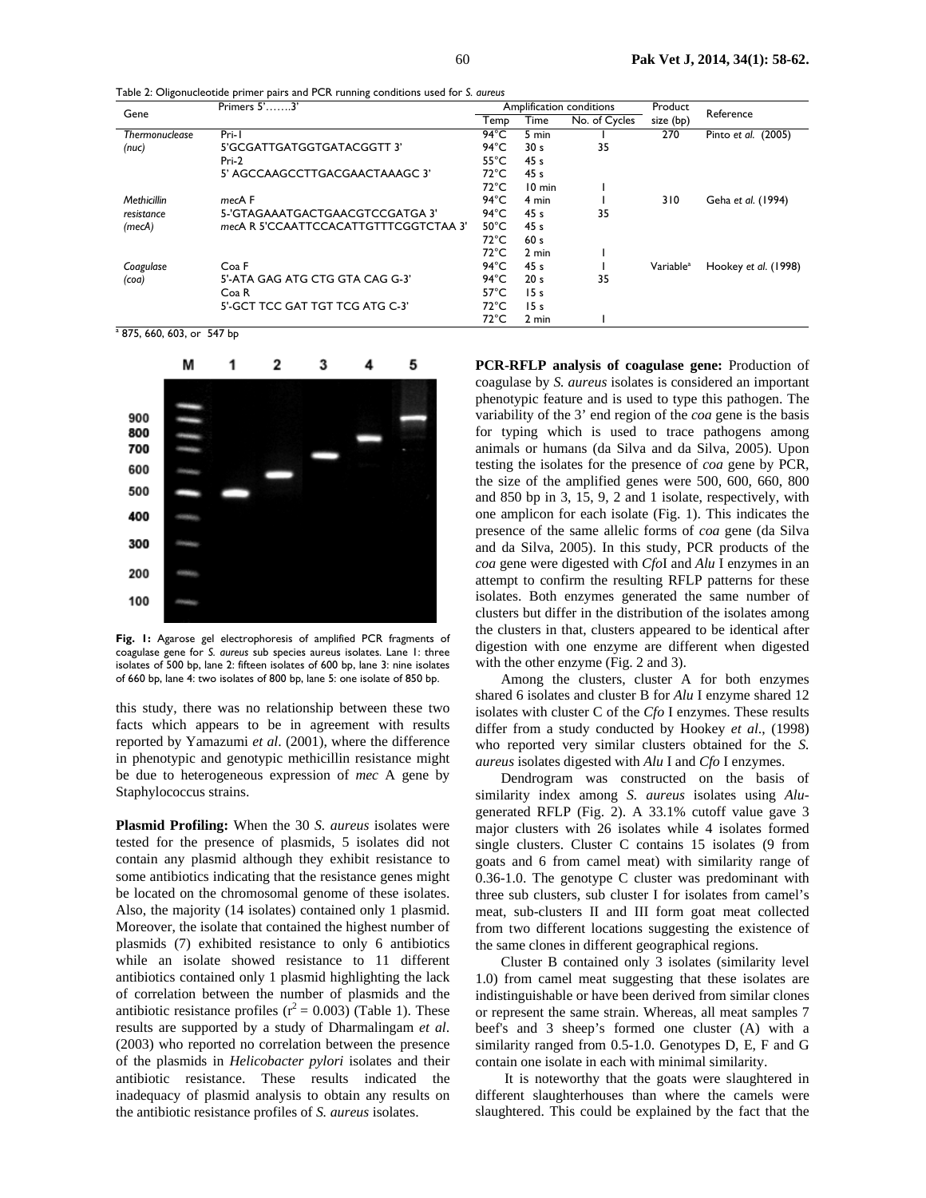Table 2: Oligonucleotide primer pairs and PCR running conditions used for *S. aureus*

| Gene | Primers 5'…….3' | Amplification conditions | | | Product size (bp) | Reference |
|---|---|---|---|---|---|---|
| | | Temp | Time | No. of Cycles | | |
| *Thermonuclease* | Pri-1 | 94°C | 5 min | 1 | 270 | Pinto *et al.* (2005) |
| *(nuc)* | 5'GCGATTGATGGTGATACGGTT 3' | 94°C | 30 s | 35 | | |
| | Pri-2 | 55°C | 45 s | | | |
| | 5' AGCCAAGCCTTGACGAACTAAAGC 3' | 72°C | 45 s | | | |
| | | 72°C | 10 min | 1 | | |
| *Methicillin* | *mec*A F | 94°C | 4 min | 1 | 310 | Geha *et al.* (1994) |
| *resistance* | 5-'GTAGAAATGACTGAACGTCCGATGA 3' | 94°C | 45 s | 35 | | |
| *(mecA)* | *mec*A R 5'CCAATTCCACATTGTTTCGGTCTAA 3' | 50°C | 45 s | | | |
| | | 72°C | 60 s | | | |
| | | 72°C | 2 min | 1 | | |
| *Coagulase* | Coa F | 94°C | 45 s | 1 | Variable[a] | Hookey *et al.* (1998) |
| *(coa)* | 5'-ATA GAG ATG CTG GTA CAG G-3' | 94°C | 20 s | 35 | | |
| | Coa R | 57°C | 15 s | | | |
| | 5'-GCT TCC GAT TGT TCG ATG C-3' | 72°C | 15 s | | | |
| | | 72°C | 2 min | 1 | | |

[a] 875, 660, 603, or 547 bp

**Fig. 1:** Agarose gel electrophoresis of amplified PCR fragments of coagulase gene for *S. aureus* sub species aureus isolates. Lane 1: three isolates of 500 bp, lane 2: fifteen isolates of 600 bp, lane 3: nine isolates of 660 bp, lane 4: two isolates of 800 bp, lane 5: one isolate of 850 bp.

this study, there was no relationship between these two facts which appears to be in agreement with results reported by Yamazumi *et al*. (2001), where the difference in phenotypic and genotypic methicillin resistance might be due to heterogeneous expression of *mec* A gene by Staphylococcus strains.

**Plasmid Profiling:** When the 30 *S. aureus* isolates were tested for the presence of plasmids, 5 isolates did not contain any plasmid although they exhibit resistance to some antibiotics indicating that the resistance genes might be located on the chromosomal genome of these isolates. Also, the majority (14 isolates) contained only 1 plasmid. Moreover, the isolate that contained the highest number of plasmids (7) exhibited resistance to only 6 antibiotics while an isolate showed resistance to 11 different antibiotics contained only 1 plasmid highlighting the lack of correlation between the number of plasmids and the antibiotic resistance profiles ($r^2 = 0.003$) (Table 1). These results are supported by a study of Dharmalingam *et al*. (2003) who reported no correlation between the presence of the plasmids in *Helicobacter pylori* isolates and their antibiotic resistance. These results indicated the inadequacy of plasmid analysis to obtain any results on the antibiotic resistance profiles of *S. aureus* isolates.

**PCR-RFLP analysis of coagulase gene:** Production of coagulase by *S. aureus* isolates is considered an important phenotypic feature and is used to type this pathogen. The variability of the 3' end region of the *coa* gene is the basis for typing which is used to trace pathogens among animals or humans (da Silva and da Silva, 2005). Upon testing the isolates for the presence of *coa* gene by PCR, the size of the amplified genes were 500, 600, 660, 800 and 850 bp in 3, 15, 9, 2 and 1 isolate, respectively, with one amplicon for each isolate (Fig. 1). This indicates the presence of the same allelic forms of *coa* gene (da Silva and da Silva, 2005). In this study, PCR products of the *coa* gene were digested with *Cfo*I and *Alu* I enzymes in an attempt to confirm the resulting RFLP patterns for these isolates. Both enzymes generated the same number of clusters but differ in the distribution of the isolates among the clusters in that, clusters appeared to be identical after digestion with one enzyme are different when digested with the other enzyme (Fig. 2 and 3).

Among the clusters, cluster A for both enzymes shared 6 isolates and cluster B for *Alu* I enzyme shared 12 isolates with cluster C of the *Cfo* I enzymes. These results differ from a study conducted by Hookey *et al*., (1998) who reported very similar clusters obtained for the *S. aureus* isolates digested with *Alu* I and *Cfo* I enzymes.

Dendrogram was constructed on the basis of similarity index among *S. aureus* isolates using *Alu*-generated RFLP (Fig. 2). A 33.1% cutoff value gave 3 major clusters with 26 isolates while 4 isolates formed single clusters. Cluster C contains 15 isolates (9 from goats and 6 from camel meat) with similarity range of 0.36-1.0. The genotype C cluster was predominant with three sub clusters, sub cluster I for isolates from camel's meat, sub-clusters II and III form goat meat collected from two different locations suggesting the existence of the same clones in different geographical regions.

Cluster B contained only 3 isolates (similarity level 1.0) from camel meat suggesting that these isolates are indistinguishable or have been derived from similar clones or represent the same strain. Whereas, all meat samples 7 beef's and 3 sheep's formed one cluster (A) with a similarity ranged from 0.5-1.0. Genotypes D, E, F and G contain one isolate in each with minimal similarity.

It is noteworthy that the goats were slaughtered in different slaughterhouses than where the camels were slaughtered. This could be explained by the fact that the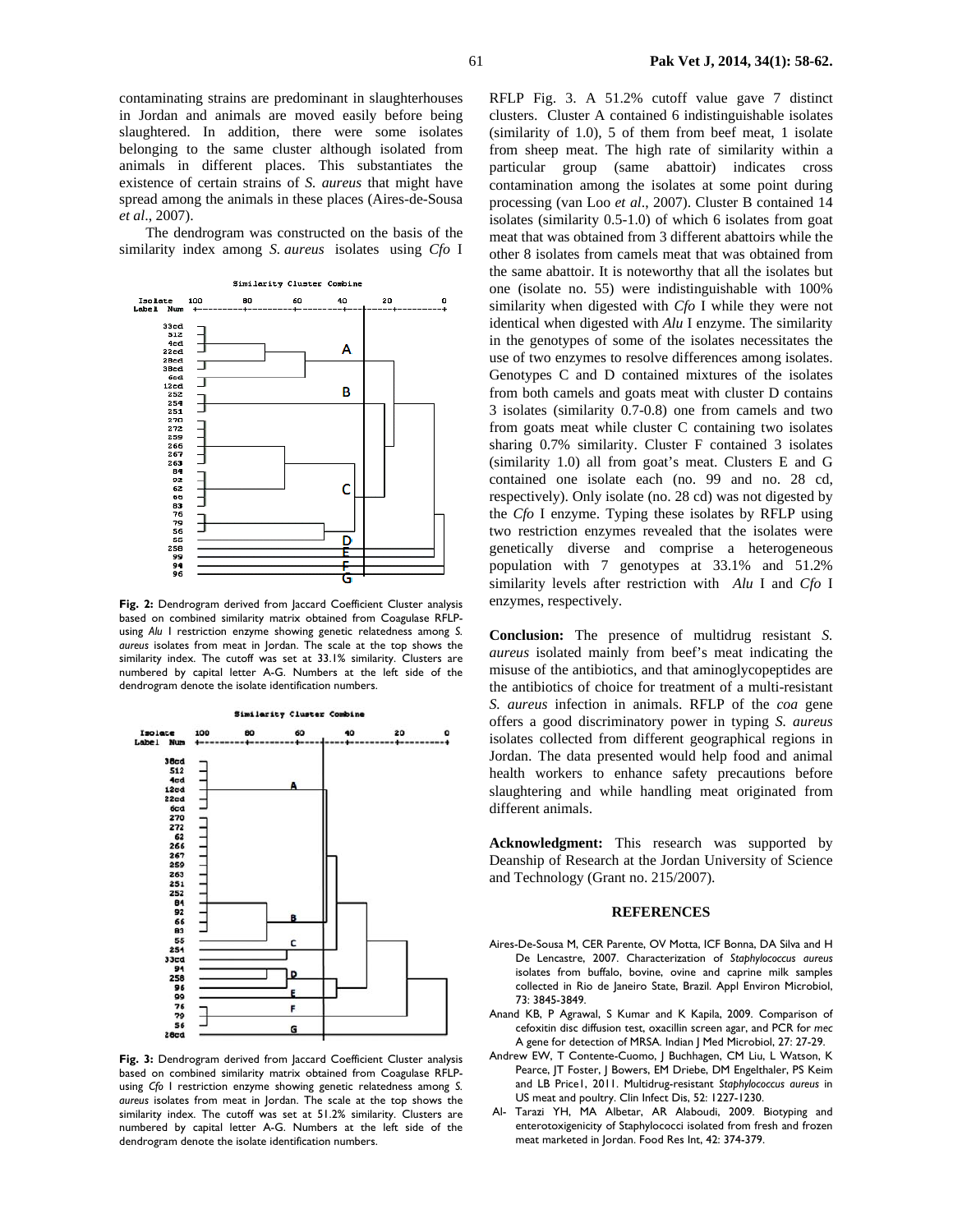contaminating strains are predominant in slaughterhouses in Jordan and animals are moved easily before being slaughtered. In addition, there were some isolates belonging to the same cluster although isolated from animals in different places. This substantiates the existence of certain strains of *S. aureus* that might have spread among the animals in these places (Aires-de-Sousa *et al*., 2007).

The dendrogram was constructed on the basis of the similarity index among *S. aureus* isolates using *Cfo* I RFLP Fig. 3. A 51.2% cutoff value gave 7 distinct clusters. Cluster A contained 6 indistinguishable isolates (similarity of 1.0), 5 of them from beef meat, 1 isolate from sheep meat. The high rate of similarity within a particular group (same abattoir) indicates cross contamination among the isolates at some point during processing (van Loo *et al*., 2007). Cluster B contained 14 isolates (similarity 0.5-1.0) of which 6 isolates from goat meat that was obtained from 3 different abattoirs while the other 8 isolates from camels meat that was obtained from the same abattoir. It is noteworthy that all the isolates but one (isolate no. 55) were indistinguishable with 100% similarity when digested with *Cfo* I while they were not identical when digested with *Alu* I enzyme. The similarity in the genotypes of some of the isolates necessitates the use of two enzymes to resolve differences among isolates. Genotypes C and D contained mixtures of the isolates from both camels and goats meat with cluster D contains 3 isolates (similarity 0.7-0.8) one from camels and two from goats meat while cluster C containing two isolates sharing 0.7% similarity. Cluster F contained 3 isolates (similarity 1.0) all from goat's meat. Clusters E and G contained one isolate each (no. 99 and no. 28 cd, respectively). Only isolate (no. 28 cd) was not digested by the *Cfo* I enzyme. Typing these isolates by RFLP using two restriction enzymes revealed that the isolates were genetically diverse and comprise a heterogeneous population with 7 genotypes at 33.1% and 51.2% similarity levels after restriction with *Alu* I and *Cfo* I enzymes, respectively.

**Fig. 2:** Dendrogram derived from Jaccard Coefficient Cluster analysis based on combined similarity matrix obtained from Coagulase RFLP-using *Alu* I restriction enzyme showing genetic relatedness among *S. aureus* isolates from meat in Jordan. The scale at the top shows the similarity index. The cutoff was set at 33.1% similarity. Clusters are numbered by capital letter A-G. Numbers at the left side of the dendrogram denote the isolate identification numbers.

**Fig. 3:** Dendrogram derived from Jaccard Coefficient Cluster analysis based on combined similarity matrix obtained from Coagulase RFLP-using *Cfo* I restriction enzyme showing genetic relatedness among *S. aureus* isolates from meat in Jordan. The scale at the top shows the similarity index. The cutoff was set at 51.2% similarity. Clusters are numbered by capital letter A-G. Numbers at the left side of the dendrogram denote the isolate identification numbers.

**Conclusion:** The presence of multidrug resistant *S. aureus* isolated mainly from beef's meat indicating the misuse of the antibiotics, and that aminoglycopeptides are the antibiotics of choice for treatment of a multi-resistant *S. aureus* infection in animals. RFLP of the *coa* gene offers a good discriminatory power in typing *S. aureus* isolates collected from different geographical regions in Jordan. The data presented would help food and animal health workers to enhance safety precautions before slaughtering and while handling meat originated from different animals.

**Acknowledgment:** This research was supported by Deanship of Research at the Jordan University of Science and Technology (Grant no. 215/2007).

## REFERENCES

Aires-De-Sousa M, CER Parente, OV Motta, ICF Bonna, DA Silva and H De Lencastre, 2007. Characterization of *Staphylococcus aureus* isolates from buffalo, bovine, ovine and caprine milk samples collected in Rio de Janeiro State, Brazil. Appl Environ Microbiol, 73: 3845-3849.

Anand KB, P Agrawal, S Kumar and K Kapila, 2009. Comparison of cefoxitin disc diffusion test, oxacillin screen agar, and PCR for *mec* A gene for detection of MRSA. Indian J Med Microbiol, 27: 27-29.

Andrew EW, T Contente-Cuomo, J Buchhagen, CM Liu, L Watson, K Pearce, JT Foster, J Bowers, EM Driebe, DM Engelthaler, PS Keim and LB Price1, 2011. Multidrug-resistant *Staphylococcus aureus* in US meat and poultry. Clin Infect Dis, 52: 1227-1230.

Al- Tarazi YH, MA Albetar, AR Alaboudi, 2009. Biotyping and enterotoxigenicity of Staphylococci isolated from fresh and frozen meat marketed in Jordan. Food Res Int, 42: 374-379.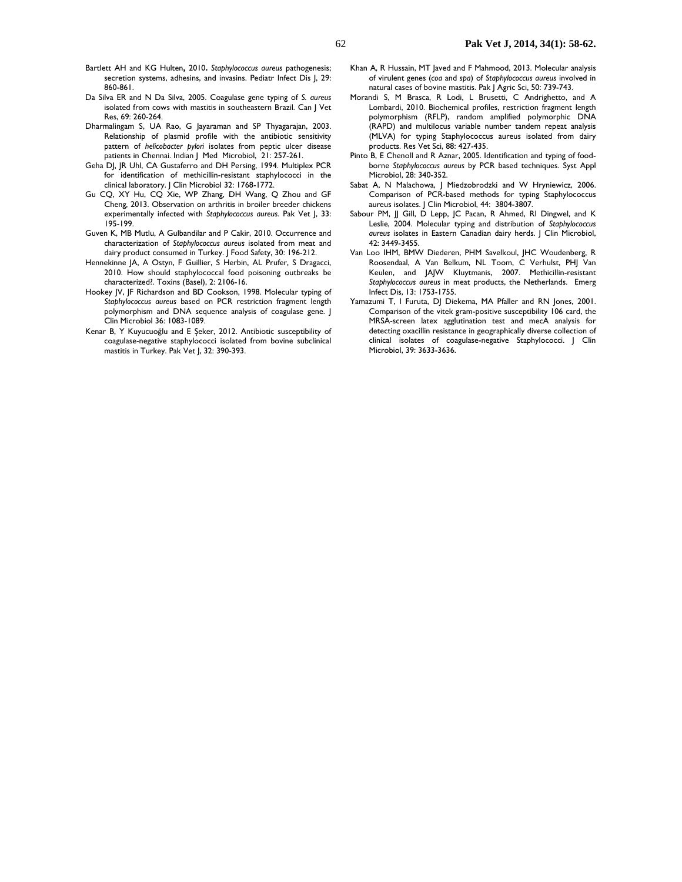Bartlett AH and KG Hulten**,** 2010**.** *Staphylococcus aureus* pathogenesis; secretion systems, adhesins, and invasins. Pediatr Infect Dis J, 29: 860-861.

Da Silva ER and N Da Silva, 2005. Coagulase gene typing of *S. aureus* isolated from cows with mastitis in southeastern Brazil. Can J Vet Res, 69: 260-264.

Dharmalingam S, UA Rao, G Jayaraman and SP Thyagarajan, 2003. Relationship of plasmid profile with the antibiotic sensitivity pattern of *helicobacter pylori* isolates from peptic ulcer disease patients in Chennai. Indian J Med Microbiol, 21: 257-261.

Geha DJ, JR Uhl, CA Gustaferro and DH Persing, 1994. Multiplex PCR for identification of methicillin-resistant staphylococci in the clinical laboratory. J Clin Microbiol 32: 1768-1772.

Gu CQ, XY Hu, CQ Xie, WP Zhang, DH Wang, Q Zhou and GF Cheng, 2013. Observation on arthritis in broiler breeder chickens experimentally infected with *Staphylococcus aureus*. Pak Vet J, 33: 195-199.

Guven K, MB Mutlu, A Gulbandilar and P Cakir, 2010. Occurrence and characterization of *Staphylococcus aureus* isolated from meat and dairy product consumed in Turkey. J Food Safety, 30: 196-212.

Hennekinne JA, A Ostyn, F Guillier, S Herbin, AL Prufer, S Dragacci, 2010. How should staphylococcal food poisoning outbreaks be characterized?. Toxins (Basel), 2: 2106-16.

Hookey JV, JF Richardson and BD Cookson, 1998. Molecular typing of *Staphylococcus aureus* based on PCR restriction fragment length polymorphism and DNA sequence analysis of coagulase gene. J Clin Microbiol 36: 1083-1089.

Kenar B, Y Kuyucuoğlu and E Şeker, 2012. Antibiotic susceptibility of coagulase-negative staphylococci isolated from bovine subclinical mastitis in Turkey. Pak Vet J, 32: 390-393.

Khan A, R Hussain, MT Javed and F Mahmood, 2013. Molecular analysis of virulent genes (*coa* and *spa*) of *Staphylococcus aureus* involved in natural cases of bovine mastitis. Pak J Agric Sci, 50: 739-743.

Morandi S, M Brasca, R Lodi, L Brusetti, C Andrighetto, and A Lombardi, 2010. Biochemical profiles, restriction fragment length polymorphism (RFLP), random amplified polymorphic DNA (RAPD) and multilocus variable number tandem repeat analysis (MLVA) for typing Staphylococcus aureus isolated from dairy products. Res Vet Sci, 88: 427-435.

Pinto B, E Chenoll and R Aznar, 2005. Identification and typing of food-borne *Staphylococcus aureus* by PCR based techniques. Syst Appl Microbiol, 28: 340-352.

Sabat A, N Malachowa, J Miedzobrodzki and W Hryniewicz, 2006. Comparison of PCR-based methods for typing Staphylococcus aureus isolates. J Clin Microbiol, 44: 3804-3807.

Sabour PM, JJ Gill, D Lepp, JC Pacan, R Ahmed, RI Dingwel, and K Leslie, 2004. Molecular typing and distribution of *Staphylococcus aureus* isolates in Eastern Canadian dairy herds. J Clin Microbiol, 42: 3449-3455.

Van Loo IHM, BMW Diederen, PHM Savelkoul, JHC Woudenberg, R Roosendaal, A Van Belkum, NL Toom, C Verhulst, PHJ Van Keulen, and JAJW Kluytmanis, 2007. Methicillin-resistant *Staphylococcus aureus* in meat products, the Netherlands. Emerg Infect Dis, 13: 1753-1755.

Yamazumi T, I Furuta, DJ Diekema, MA Pfaller and RN Jones, 2001. Comparison of the vitek gram-positive susceptibility 106 card, the MRSA-screen latex agglutination test and mecA analysis for detecting oxacillin resistance in geographically diverse collection of clinical isolates of coagulase-negative Staphylococci. J Clin Microbiol, 39: 3633-3636.